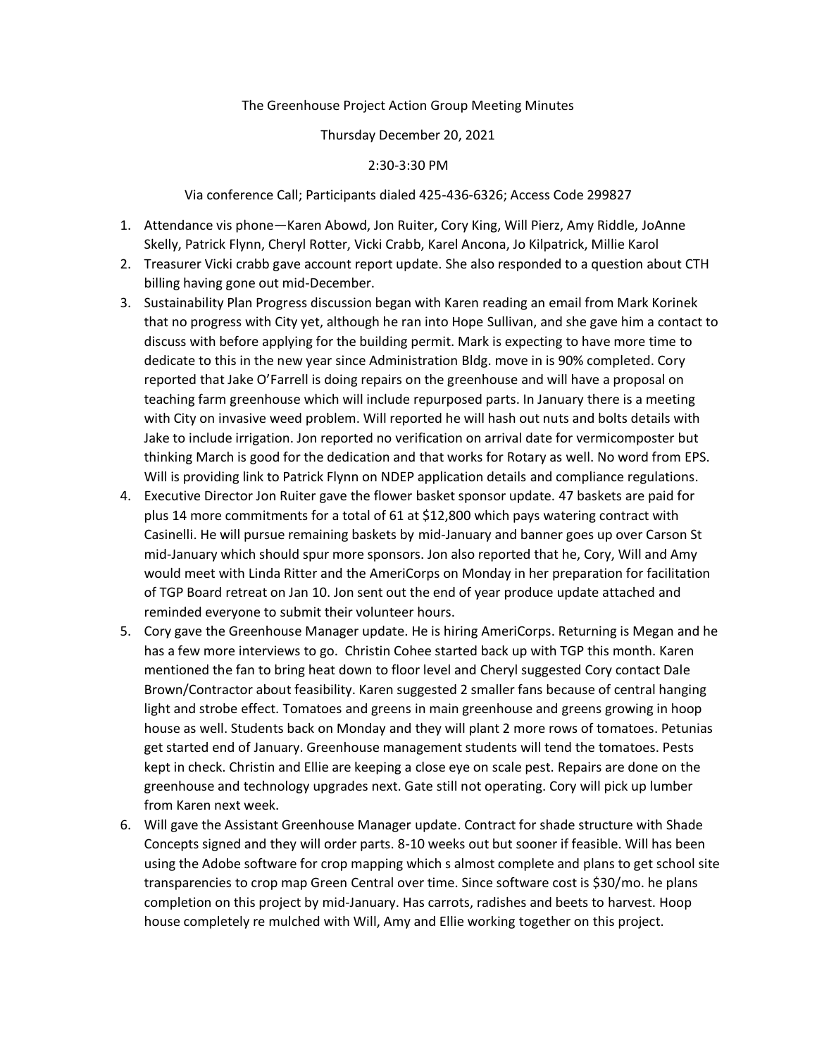The Greenhouse Project Action Group Meeting Minutes

Thursday December 20, 2021

2:30-3:30 PM

Via conference Call; Participants dialed 425-436-6326; Access Code 299827

1. Attendance vis phone—Karen Abowd, Jon Ruiter, Cory King, Will Pierz, Amy Riddle, JoAnne Skelly, Patrick Flynn, Cheryl Rotter, Vicki Crabb, Karel Ancona, Jo Kilpatrick, Millie Karol
2. Treasurer Vicki crabb gave account report update. She also responded to a question about CTH billing having gone out mid-December.
3. Sustainability Plan Progress discussion began with Karen reading an email from Mark Korinek that no progress with City yet, although he ran into Hope Sullivan, and she gave him a contact to discuss with before applying for the building permit. Mark is expecting to have more time to dedicate to this in the new year since Administration Bldg. move in is 90% completed. Cory reported that Jake O'Farrell is doing repairs on the greenhouse and will have a proposal on teaching farm greenhouse which will include repurposed parts. In January there is a meeting with City on invasive weed problem. Will reported he will hash out nuts and bolts details with Jake to include irrigation. Jon reported no verification on arrival date for vermicomposter but thinking March is good for the dedication and that works for Rotary as well. No word from EPS. Will is providing link to Patrick Flynn on NDEP application details and compliance regulations.
4. Executive Director Jon Ruiter gave the flower basket sponsor update. 47 baskets are paid for plus 14 more commitments for a total of 61 at $12,800 which pays watering contract with Casinelli. He will pursue remaining baskets by mid-January and banner goes up over Carson St mid-January which should spur more sponsors. Jon also reported that he, Cory, Will and Amy would meet with Linda Ritter and the AmeriCorps on Monday in her preparation for facilitation of TGP Board retreat on Jan 10. Jon sent out the end of year produce update attached and reminded everyone to submit their volunteer hours.
5. Cory gave the Greenhouse Manager update. He is hiring AmeriCorps. Returning is Megan and he has a few more interviews to go. Christin Cohee started back up with TGP this month. Karen mentioned the fan to bring heat down to floor level and Cheryl suggested Cory contact Dale Brown/Contractor about feasibility. Karen suggested 2 smaller fans because of central hanging light and strobe effect. Tomatoes and greens in main greenhouse and greens growing in hoop house as well. Students back on Monday and they will plant 2 more rows of tomatoes. Petunias get started end of January. Greenhouse management students will tend the tomatoes. Pests kept in check. Christin and Ellie are keeping a close eye on scale pest. Repairs are done on the greenhouse and technology upgrades next. Gate still not operating. Cory will pick up lumber from Karen next week.
6. Will gave the Assistant Greenhouse Manager update. Contract for shade structure with Shade Concepts signed and they will order parts. 8-10 weeks out but sooner if feasible. Will has been using the Adobe software for crop mapping which s almost complete and plans to get school site transparencies to crop map Green Central over time. Since software cost is $30/mo. he plans completion on this project by mid-January. Has carrots, radishes and beets to harvest. Hoop house completely re mulched with Will, Amy and Ellie working together on this project.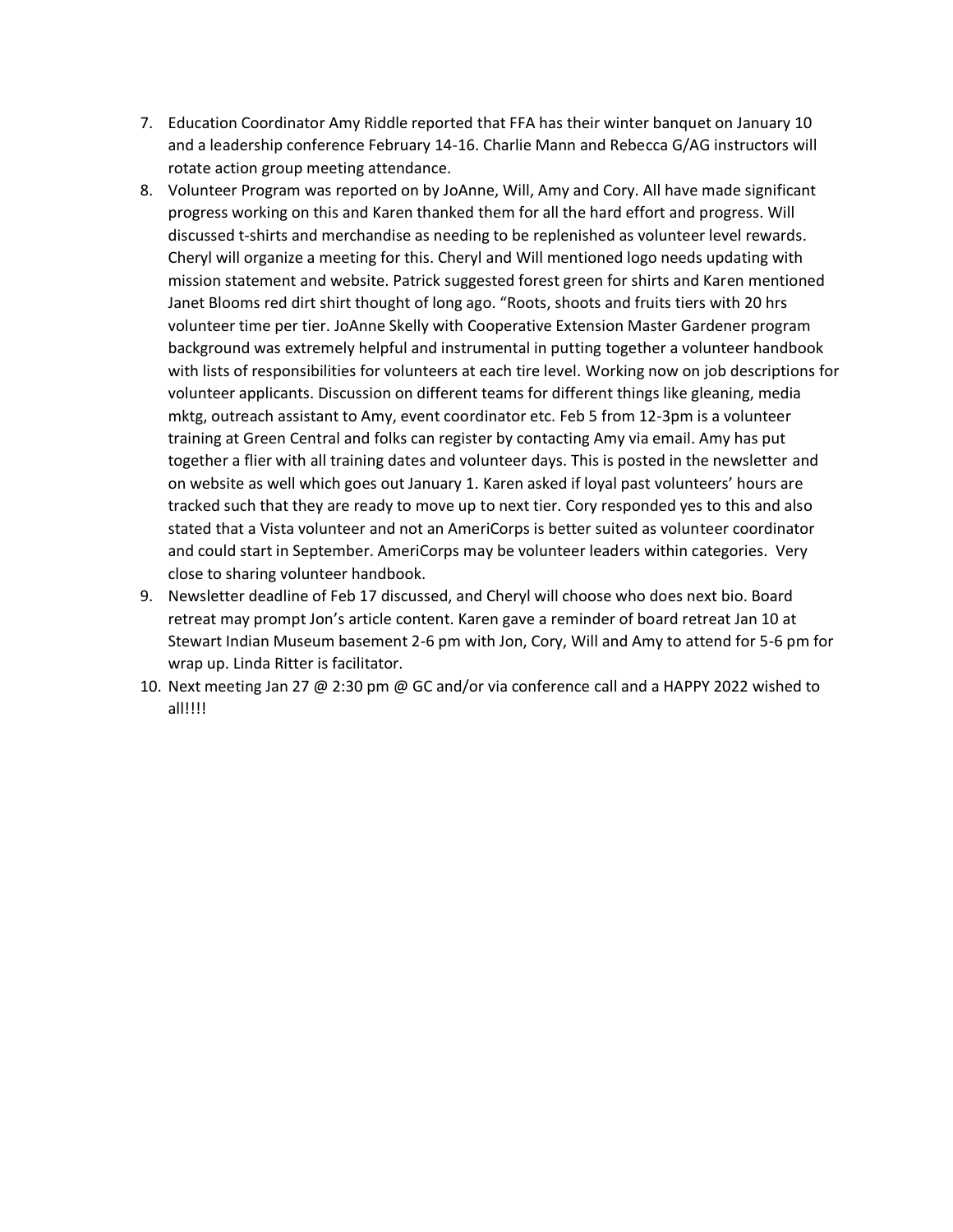7. Education Coordinator Amy Riddle reported that FFA has their winter banquet on January 10 and a leadership conference February 14-16. Charlie Mann and Rebecca G/AG instructors will rotate action group meeting attendance.
8. Volunteer Program was reported on by JoAnne, Will, Amy and Cory. All have made significant progress working on this and Karen thanked them for all the hard effort and progress. Will discussed t-shirts and merchandise as needing to be replenished as volunteer level rewards. Cheryl will organize a meeting for this. Cheryl and Will mentioned logo needs updating with mission statement and website. Patrick suggested forest green for shirts and Karen mentioned Janet Blooms red dirt shirt thought of long ago. "Roots, shoots and fruits tiers with 20 hrs volunteer time per tier. JoAnne Skelly with Cooperative Extension Master Gardener program background was extremely helpful and instrumental in putting together a volunteer handbook with lists of responsibilities for volunteers at each tire level. Working now on job descriptions for volunteer applicants. Discussion on different teams for different things like gleaning, media mktg, outreach assistant to Amy, event coordinator etc. Feb 5 from 12-3pm is a volunteer training at Green Central and folks can register by contacting Amy via email. Amy has put together a flier with all training dates and volunteer days. This is posted in the newsletter and on website as well which goes out January 1. Karen asked if loyal past volunteers' hours are tracked such that they are ready to move up to next tier. Cory responded yes to this and also stated that a Vista volunteer and not an AmeriCorps is better suited as volunteer coordinator and could start in September. AmeriCorps may be volunteer leaders within categories. Very close to sharing volunteer handbook.
9. Newsletter deadline of Feb 17 discussed, and Cheryl will choose who does next bio. Board retreat may prompt Jon's article content. Karen gave a reminder of board retreat Jan 10 at Stewart Indian Museum basement 2-6 pm with Jon, Cory, Will and Amy to attend for 5-6 pm for wrap up. Linda Ritter is facilitator.
10. Next meeting Jan 27 @ 2:30 pm @ GC and/or via conference call and a HAPPY 2022 wished to all!!!!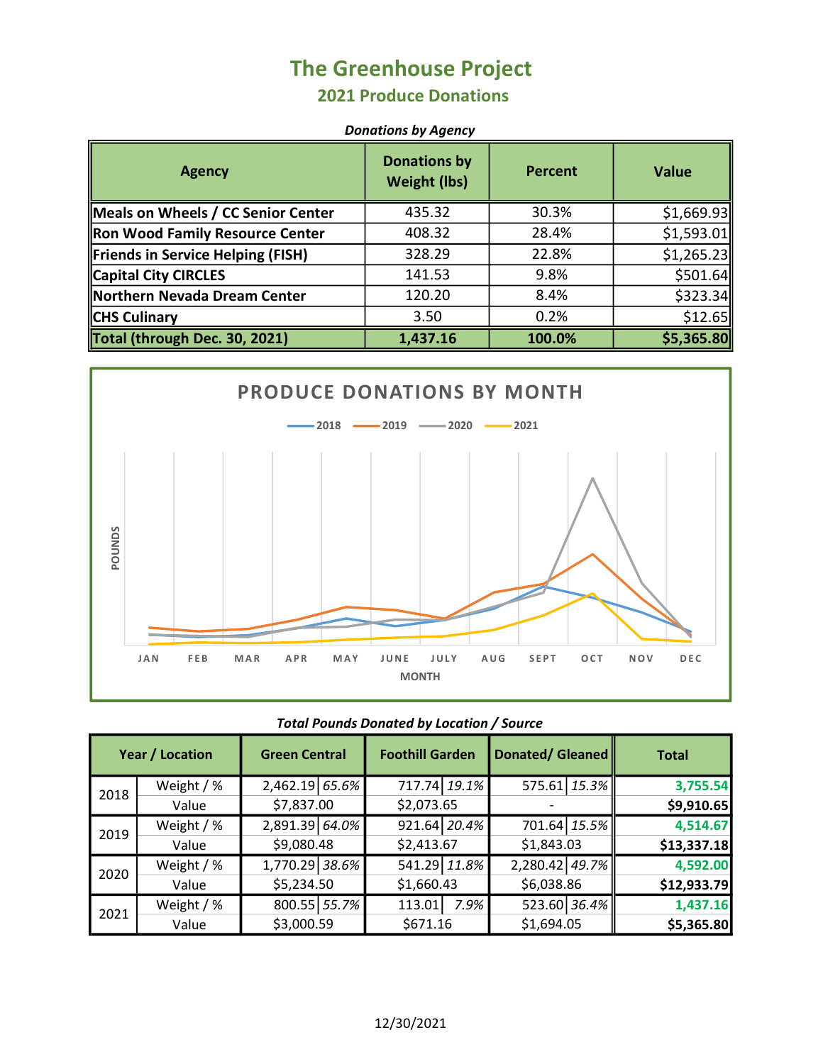# The Greenhouse Project

## 2021 Produce Donations

*Donations by Agency*

| Agency | Donations by Weight (lbs) | Percent | Value |
|---|---|---|---|
| Meals on Wheels / CC Senior Center | 435.32 | 30.3% | $1,669.93 |
| Ron Wood Family Resource Center | 408.32 | 28.4% | $1,593.01 |
| Friends in Service Helping (FISH) | 328.29 | 22.8% | $1,265.23 |
| Capital City CIRCLES | 141.53 | 9.8% | $501.64 |
| Northern Nevada Dream Center | 120.20 | 8.4% | $323.34 |
| CHS Culinary | 3.50 | 0.2% | $12.65 |
| **Total (through Dec. 30, 2021)** | **1,437.16** | **100.0%** | **$5,365.80** |

PRODUCE DONATIONS BY MONTH

2018 2019 2020 2021

POUNDS

JAN FEB MAR APR MAY JUNE JULY AUG SEPT OCT NOV DEC

MONTH

*Total Pounds Donated by Location / Source*

| Year / Location | | Green Central | | Foothill Garden | | Donated/ Gleaned | | Total |
|---|---|---|---|---|---|---|---|---|
| 2018 | Weight / % | 2,462.19 | *65.6%* | 717.74 | *19.1%* | 575.61 | *15.3%* | 3,755.54 |
| | Value | $7,837.00 | | $2,073.65 | | - | | **$9,910.65** |
| 2019 | Weight / % | 2,891.39 | *64.0%* | 921.64 | *20.4%* | 701.64 | *15.5%* | 4,514.67 |
| | Value | $9,080.48 | | $2,413.67 | | $1,843.03 | | **$13,337.18** |
| 2020 | Weight / % | 1,770.29 | *38.6%* | 541.29 | *11.8%* | 2,280.42 | *49.7%* | 4,592.00 |
| | Value | $5,234.50 | | $1,660.43 | | $6,038.86 | | **$12,933.79** |
| 2021 | Weight / % | 800.55 | *55.7%* | 113.01 | *7.9%* | 523.60 | *36.4%* | 1,437.16 |
| | Value | $3,000.59 | | $671.16 | | $1,694.05 | | **$5,365.80** |

12/30/2021